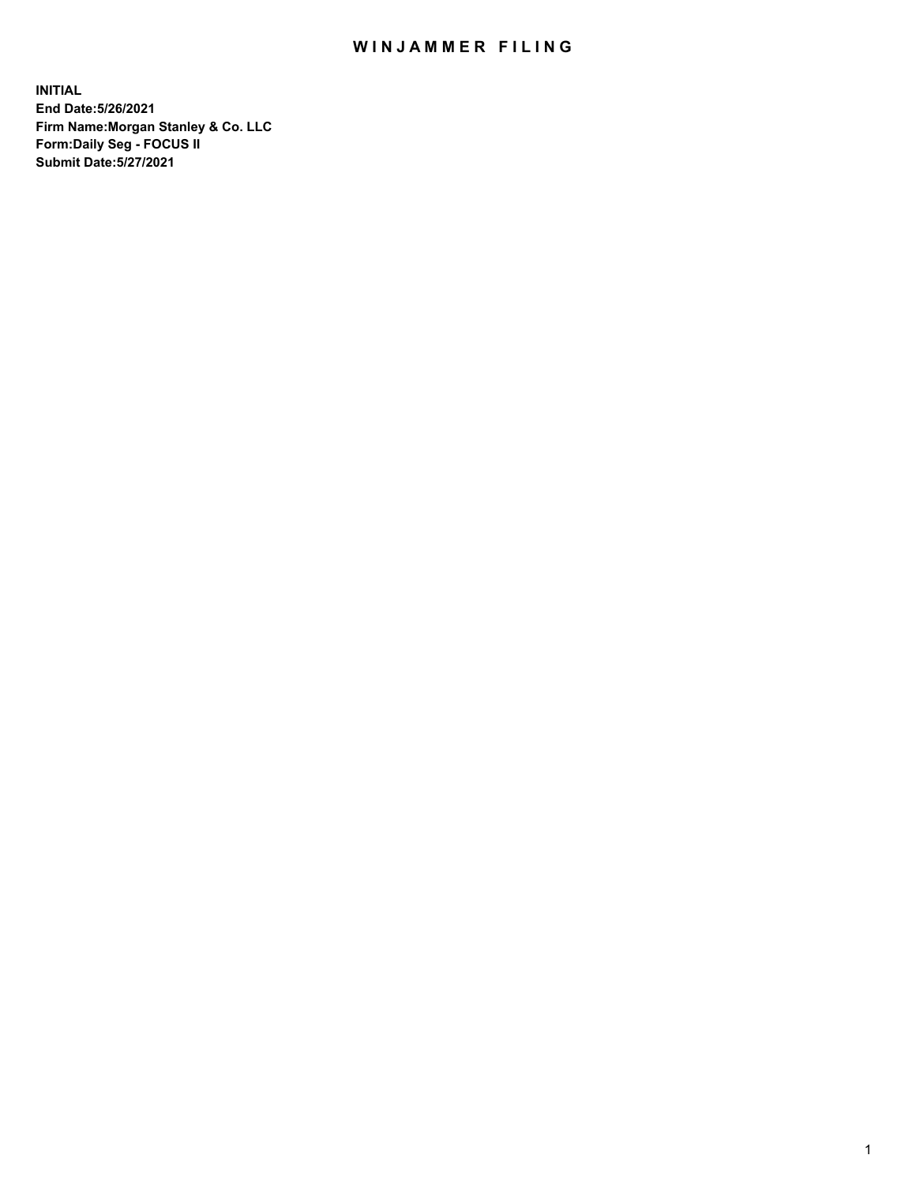# WINJAMMER FILING

**INITIAL**
**End Date:5/26/2021**
**Firm Name:Morgan Stanley & Co. LLC**
**Form:Daily Seg - FOCUS II**
**Submit Date:5/27/2021**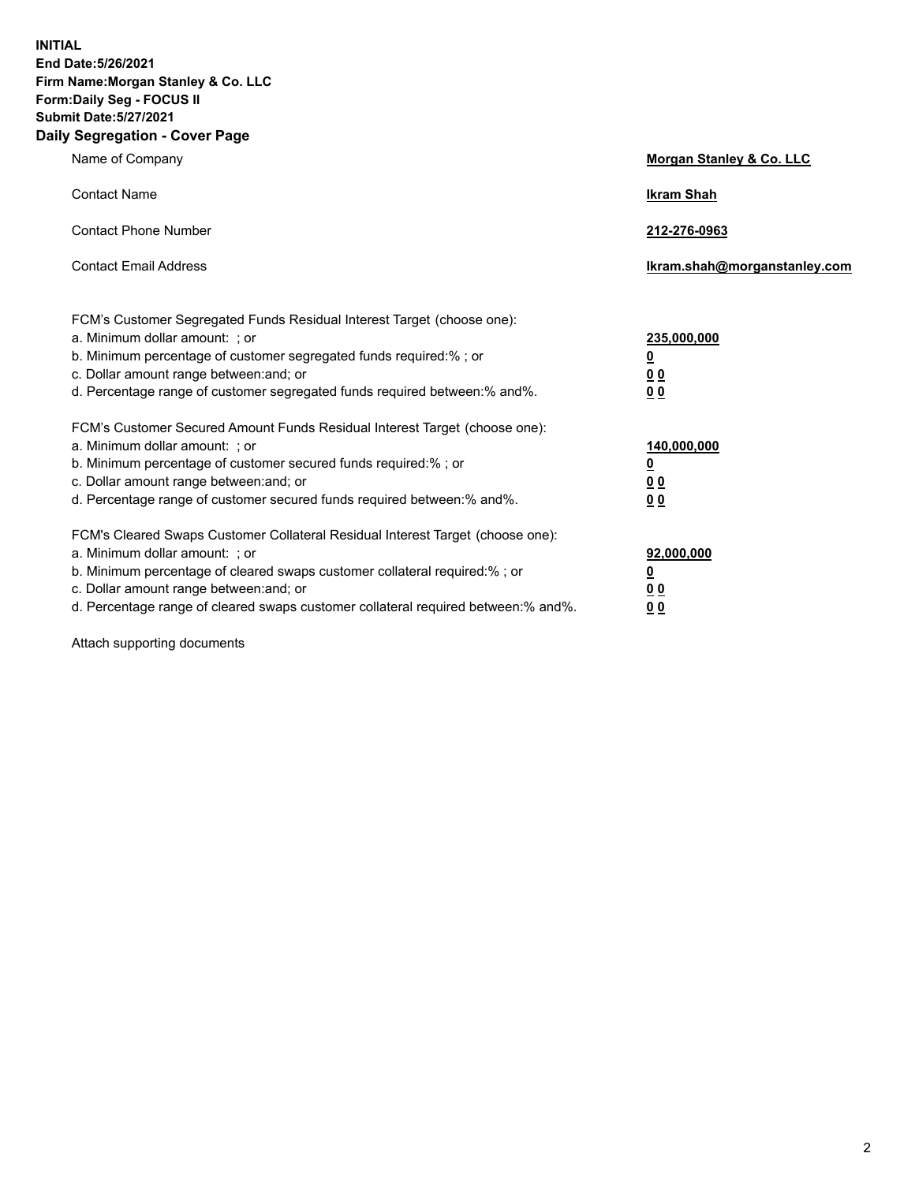**INITIAL**
**End Date:5/26/2021**
**Firm Name:Morgan Stanley & Co. LLC**
**Form:Daily Seg - FOCUS II**
**Submit Date:5/27/2021**

## Daily Segregation - Cover Page

| | |
|---|---|
| Name of Company | **Morgan Stanley & Co. LLC** |
| Contact Name | **Ikram Shah** |
| Contact Phone Number | **212-276-0963** |
| Contact Email Address | **Ikram.shah@morganstanley.com** |

| | |
|---|---|
| FCM's Customer Segregated Funds Residual Interest Target (choose one): | |
| a. Minimum dollar amount: ; or | **235,000,000** |
| b. Minimum percentage of customer segregated funds required:% ; or | **0** |
| c. Dollar amount range between:and; or | **0 0** |
| d. Percentage range of customer segregated funds required between:% and%. | **0 0** |
| FCM's Customer Secured Amount Funds Residual Interest Target (choose one): | |
| a. Minimum dollar amount: ; or | **140,000,000** |
| b. Minimum percentage of customer secured funds required:% ; or | **0** |
| c. Dollar amount range between:and; or | **0 0** |
| d. Percentage range of customer secured funds required between:% and%. | **0 0** |
| FCM's Cleared Swaps Customer Collateral Residual Interest Target (choose one): | |
| a. Minimum dollar amount: ; or | **92,000,000** |
| b. Minimum percentage of cleared swaps customer collateral required:% ; or | **0** |
| c. Dollar amount range between:and; or | **0 0** |
| d. Percentage range of cleared swaps customer collateral required between:% and%. | **0 0** |

Attach supporting documents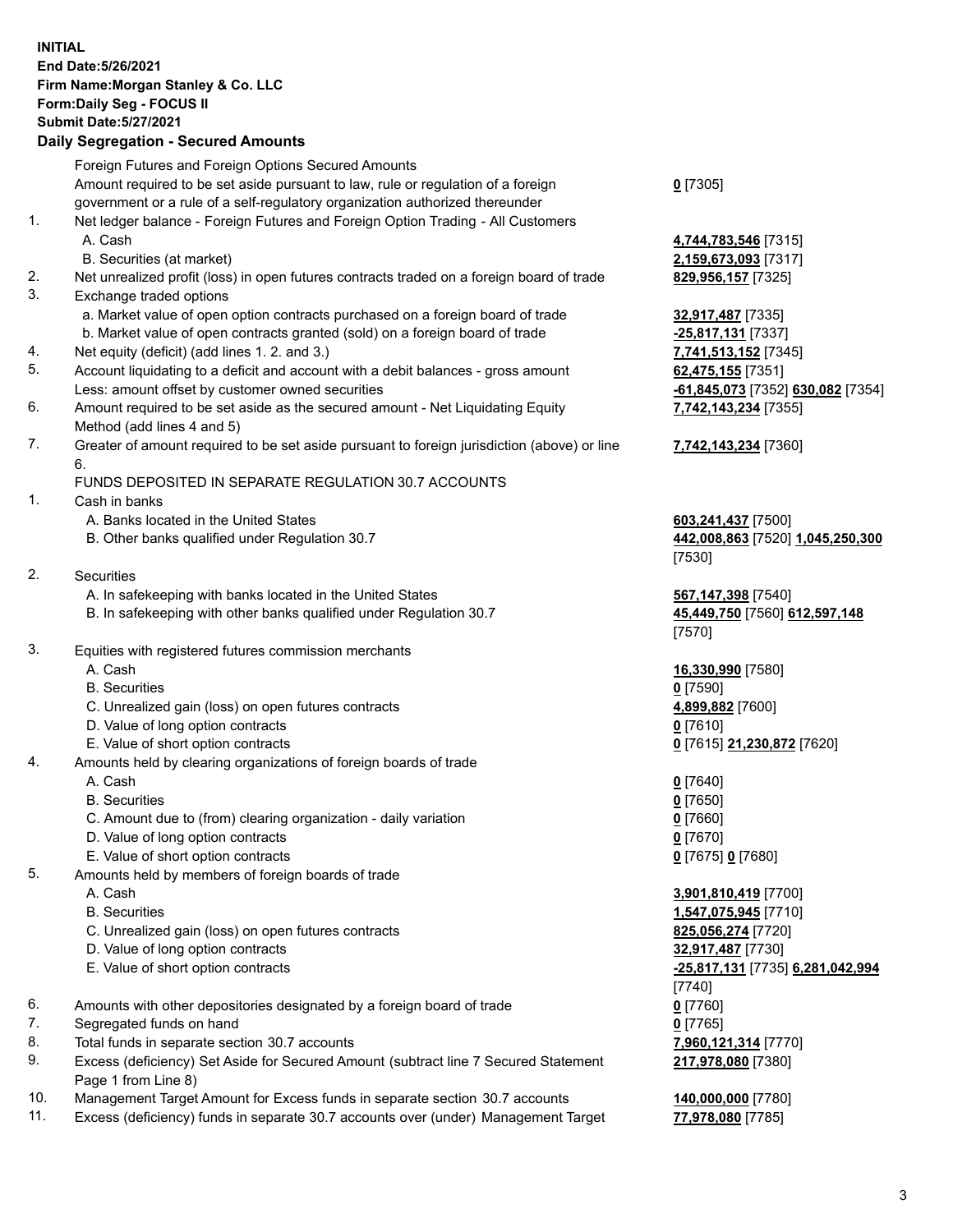**INITIAL**
**End Date:5/26/2021**
**Firm Name:Morgan Stanley & Co. LLC**
**Form:Daily Seg - FOCUS II**
**Submit Date:5/27/2021**

## Daily Segregation - Secured Amounts

| | | |
|---|---|---|
| | Foreign Futures and Foreign Options Secured Amounts | |
| | Amount required to be set aside pursuant to law, rule or regulation of a foreign government or a rule of a self-regulatory organization authorized thereunder | **0** [7305] |
| 1. | Net ledger balance - Foreign Futures and Foreign Option Trading - All Customers | |
| | A. Cash | **4,744,783,546** [7315] |
| | B. Securities (at market) | **2,159,673,093** [7317] |
| 2. | Net unrealized profit (loss) in open futures contracts traded on a foreign board of trade | **829,956,157** [7325] |
| 3. | Exchange traded options | |
| | a. Market value of open option contracts purchased on a foreign board of trade | **32,917,487** [7335] |
| | b. Market value of open contracts granted (sold) on a foreign board of trade | **-25,817,131** [7337] |
| 4. | Net equity (deficit) (add lines 1. 2. and 3.) | **7,741,513,152** [7345] |
| 5. | Account liquidating to a deficit and account with a debit balances - gross amount | **62,475,155** [7351] |
| | Less: amount offset by customer owned securities | **-61,845,073** [7352] **630,082** [7354] |
| 6. | Amount required to be set aside as the secured amount - Net Liquidating Equity Method (add lines 4 and 5) | **7,742,143,234** [7355] |
| 7. | Greater of amount required to be set aside pursuant to foreign jurisdiction (above) or line 6. | **7,742,143,234** [7360] |
| | FUNDS DEPOSITED IN SEPARATE REGULATION 30.7 ACCOUNTS | |
| 1. | Cash in banks | |
| | A. Banks located in the United States | **603,241,437** [7500] |
| | B. Other banks qualified under Regulation 30.7 | **442,008,863** [7520] **1,045,250,300** [7530] |
| 2. | Securities | |
| | A. In safekeeping with banks located in the United States | **567,147,398** [7540] |
| | B. In safekeeping with other banks qualified under Regulation 30.7 | **45,449,750** [7560] **612,597,148** [7570] |
| 3. | Equities with registered futures commission merchants | |
| | A. Cash | **16,330,990** [7580] |
| | B. Securities | **0** [7590] |
| | C. Unrealized gain (loss) on open futures contracts | **4,899,882** [7600] |
| | D. Value of long option contracts | **0** [7610] |
| | E. Value of short option contracts | **0** [7615] **21,230,872** [7620] |
| 4. | Amounts held by clearing organizations of foreign boards of trade | |
| | A. Cash | **0** [7640] |
| | B. Securities | **0** [7650] |
| | C. Amount due to (from) clearing organization - daily variation | **0** [7660] |
| | D. Value of long option contracts | **0** [7670] |
| | E. Value of short option contracts | **0** [7675] **0** [7680] |
| 5. | Amounts held by members of foreign boards of trade | |
| | A. Cash | **3,901,810,419** [7700] |
| | B. Securities | **1,547,075,945** [7710] |
| | C. Unrealized gain (loss) on open futures contracts | **825,056,274** [7720] |
| | D. Value of long option contracts | **32,917,487** [7730] |
| | E. Value of short option contracts | **-25,817,131** [7735] **6,281,042,994** [7740] |
| 6. | Amounts with other depositories designated by a foreign board of trade | **0** [7760] |
| 7. | Segregated funds on hand | **0** [7765] |
| 8. | Total funds in separate section 30.7 accounts | **7,960,121,314** [7770] |
| 9. | Excess (deficiency) Set Aside for Secured Amount (subtract line 7 Secured Statement Page 1 from Line 8) | **217,978,080** [7380] |
| 10. | Management Target Amount for Excess funds in separate section 30.7 accounts | **140,000,000** [7780] |
| 11. | Excess (deficiency) funds in separate 30.7 accounts over (under) Management Target | **77,978,080** [7785] |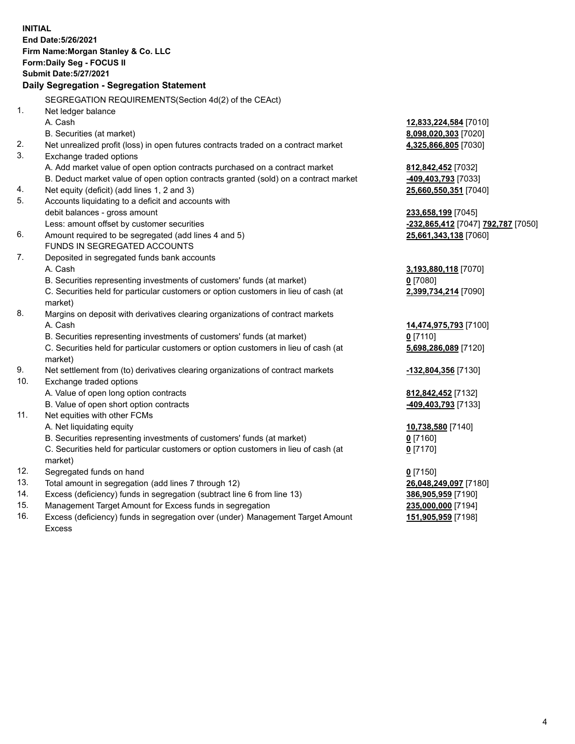**INITIAL**
**End Date:5/26/2021**
**Firm Name:Morgan Stanley & Co. LLC**
**Form:Daily Seg - FOCUS II**
**Submit Date:5/27/2021**

**Daily Segregation - Segregation Statement**

SEGREGATION REQUIREMENTS(Section 4d(2) of the CEAct)

| | | |
|---|---|---|
| 1. | Net ledger balance | |
| | A. Cash | **12,833,224,584** [7010] |
| | B. Securities (at market) | **8,098,020,303** [7020] |
| 2. | Net unrealized profit (loss) in open futures contracts traded on a contract market | **4,325,866,805** [7030] |
| 3. | Exchange traded options | |
| | A. Add market value of open option contracts purchased on a contract market | **812,842,452** [7032] |
| | B. Deduct market value of open option contracts granted (sold) on a contract market | **-409,403,793** [7033] |
| 4. | Net equity (deficit) (add lines 1, 2 and 3) | **25,660,550,351** [7040] |
| 5. | Accounts liquidating to a deficit and accounts with debit balances - gross amount | **233,658,199** [7045] |
| | Less: amount offset by customer securities | **-232,865,412** [7047] **792,787** [7050] |
| 6. | Amount required to be segregated (add lines 4 and 5) | **25,661,343,138** [7060] |
| | FUNDS IN SEGREGATED ACCOUNTS | |
| 7. | Deposited in segregated funds bank accounts | |
| | A. Cash | **3,193,880,118** [7070] |
| | B. Securities representing investments of customers' funds (at market) | **0** [7080] |
| | C. Securities held for particular customers or option customers in lieu of cash (at market) | **2,399,734,214** [7090] |
| 8. | Margins on deposit with derivatives clearing organizations of contract markets | |
| | A. Cash | **14,474,975,793** [7100] |
| | B. Securities representing investments of customers' funds (at market) | **0** [7110] |
| | C. Securities held for particular customers or option customers in lieu of cash (at market) | **5,698,286,089** [7120] |
| 9. | Net settlement from (to) derivatives clearing organizations of contract markets | **-132,804,356** [7130] |
| 10. | Exchange traded options | |
| | A. Value of open long option contracts | **812,842,452** [7132] |
| | B. Value of open short option contracts | **-409,403,793** [7133] |
| 11. | Net equities with other FCMs | |
| | A. Net liquidating equity | **10,738,580** [7140] |
| | B. Securities representing investments of customers' funds (at market) | **0** [7160] |
| | C. Securities held for particular customers or option customers in lieu of cash (at market) | **0** [7170] |
| 12. | Segregated funds on hand | **0** [7150] |
| 13. | Total amount in segregation (add lines 7 through 12) | **26,048,249,097** [7180] |
| 14. | Excess (deficiency) funds in segregation (subtract line 6 from line 13) | **386,905,959** [7190] |
| 15. | Management Target Amount for Excess funds in segregation | **235,000,000** [7194] |
| 16. | Excess (deficiency) funds in segregation over (under) Management Target Amount Excess | **151,905,959** [7198] |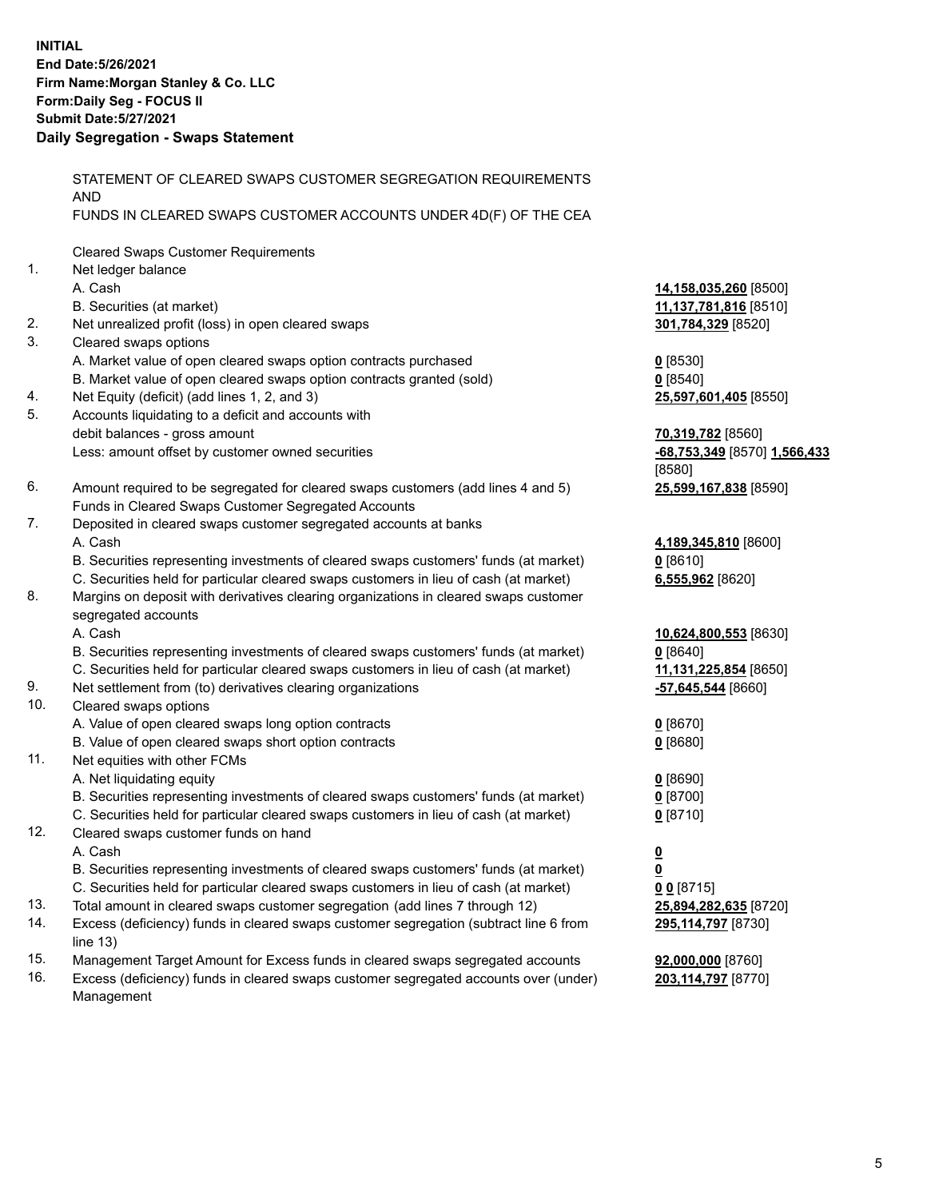**INITIAL**
**End Date:5/26/2021**
**Firm Name:Morgan Stanley & Co. LLC**
**Form:Daily Seg - FOCUS II**
**Submit Date:5/27/2021**
**Daily Segregation - Swaps Statement**

STATEMENT OF CLEARED SWAPS CUSTOMER SEGREGATION REQUIREMENTS AND
FUNDS IN CLEARED SWAPS CUSTOMER ACCOUNTS UNDER 4D(F) OF THE CEA

| | | |
|---|---|---|
| | Cleared Swaps Customer Requirements | |
| 1. | Net ledger balance | |
| | A. Cash | **14,158,035,260** [8500] |
| | B. Securities (at market) | **11,137,781,816** [8510] |
| 2. | Net unrealized profit (loss) in open cleared swaps | **301,784,329** [8520] |
| 3. | Cleared swaps options | |
| | A. Market value of open cleared swaps option contracts purchased | **0** [8530] |
| | B. Market value of open cleared swaps option contracts granted (sold) | **0** [8540] |
| 4. | Net Equity (deficit) (add lines 1, 2, and 3) | **25,597,601,405** [8550] |
| 5. | Accounts liquidating to a deficit and accounts with debit balances - gross amount | **70,319,782** [8560] |
| | Less: amount offset by customer owned securities | **-68,753,349** [8570] **1,566,433** [8580] |
| 6. | Amount required to be segregated for cleared swaps customers (add lines 4 and 5) | **25,599,167,838** [8590] |
| | Funds in Cleared Swaps Customer Segregated Accounts | |
| 7. | Deposited in cleared swaps customer segregated accounts at banks | |
| | A. Cash | **4,189,345,810** [8600] |
| | B. Securities representing investments of cleared swaps customers' funds (at market) | **0** [8610] |
| | C. Securities held for particular cleared swaps customers in lieu of cash (at market) | **6,555,962** [8620] |
| 8. | Margins on deposit with derivatives clearing organizations in cleared swaps customer segregated accounts | |
| | A. Cash | **10,624,800,553** [8630] |
| | B. Securities representing investments of cleared swaps customers' funds (at market) | **0** [8640] |
| | C. Securities held for particular cleared swaps customers in lieu of cash (at market) | **11,131,225,854** [8650] |
| 9. | Net settlement from (to) derivatives clearing organizations | **-57,645,544** [8660] |
| 10. | Cleared swaps options | |
| | A. Value of open cleared swaps long option contracts | **0** [8670] |
| | B. Value of open cleared swaps short option contracts | **0** [8680] |
| 11. | Net equities with other FCMs | |
| | A. Net liquidating equity | **0** [8690] |
| | B. Securities representing investments of cleared swaps customers' funds (at market) | **0** [8700] |
| | C. Securities held for particular cleared swaps customers in lieu of cash (at market) | **0** [8710] |
| 12. | Cleared swaps customer funds on hand | |
| | A. Cash | **0** |
| | B. Securities representing investments of cleared swaps customers' funds (at market) | **0** |
| | C. Securities held for particular cleared swaps customers in lieu of cash (at market) | **0** **0** [8715] |
| 13. | Total amount in cleared swaps customer segregation (add lines 7 through 12) | **25,894,282,635** [8720] |
| 14. | Excess (deficiency) funds in cleared swaps customer segregation (subtract line 6 from line 13) | **295,114,797** [8730] |
| 15. | Management Target Amount for Excess funds in cleared swaps segregated accounts | **92,000,000** [8760] |
| 16. | Excess (deficiency) funds in cleared swaps customer segregated accounts over (under) Management | **203,114,797** [8770] |